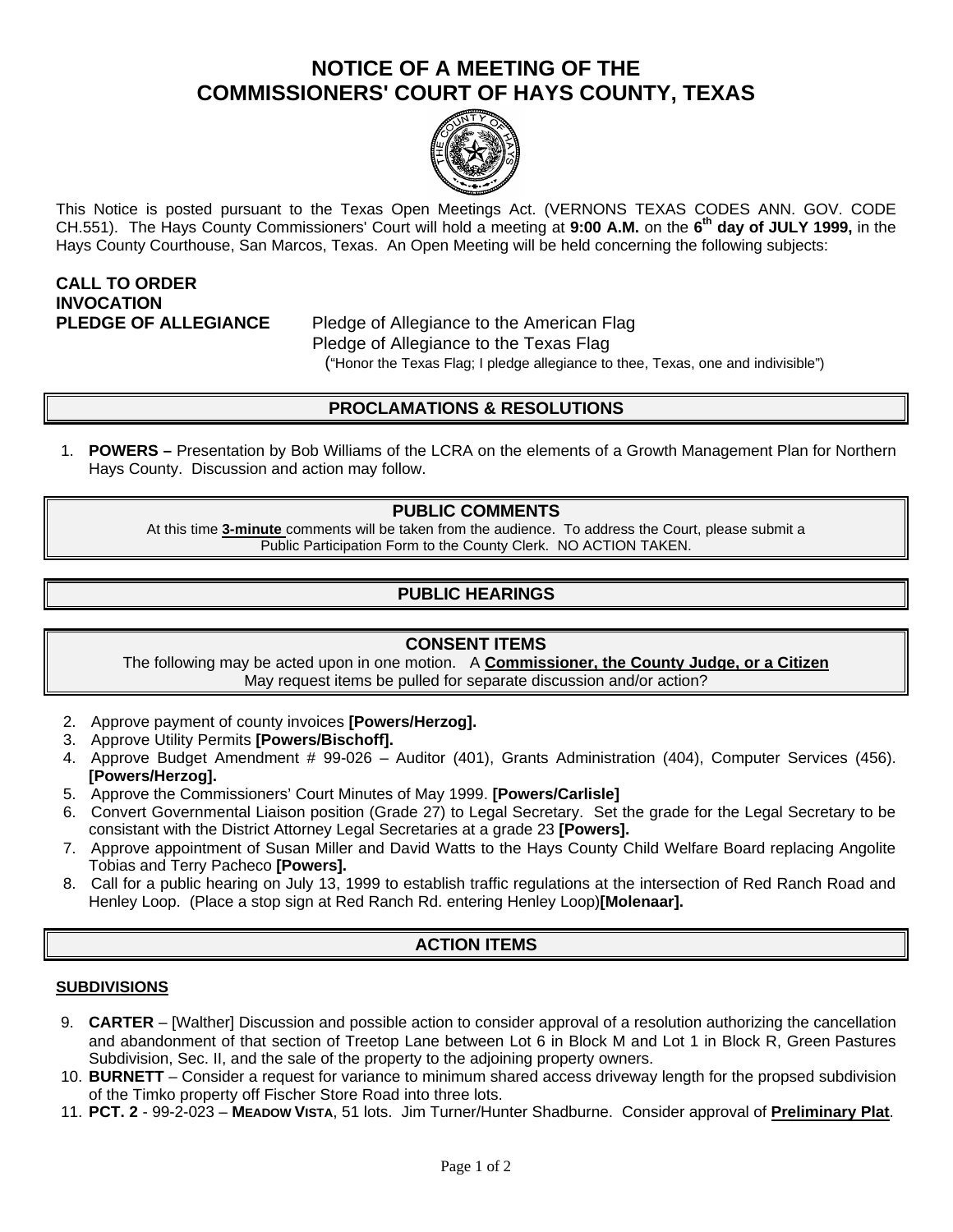# NOTICE OF A MEETING OF THE COMMISSIONERS' COURT OF HAYS COUNTY, TEXAS

This Notice is posted pursuant to the Texas Open Meetings Act. (VERNONS TEXAS CODES ANN. GOV. CODE CH.551). The Hays County Commissioners' Court will hold a meeting at **9:00 A.M.** on the **6th day of JULY 1999,** in the Hays County Courthouse, San Marcos, Texas. An Open Meeting will be held concerning the following subjects:

**CALL TO ORDER**

**INVOCATION**

**PLEDGE OF ALLEGIANCE** Pledge of Allegiance to the American Flag
Pledge of Allegiance to the Texas Flag
("Honor the Texas Flag; I pledge allegiance to thee, Texas, one and indivisible")

## PROCLAMATIONS & RESOLUTIONS

1. **POWERS –** Presentation by Bob Williams of the LCRA on the elements of a Growth Management Plan for Northern Hays County. Discussion and action may follow.

## PUBLIC COMMENTS

At this time **3-minute** comments will be taken from the audience. To address the Court, please submit a Public Participation Form to the County Clerk. NO ACTION TAKEN.

## PUBLIC HEARINGS

## CONSENT ITEMS

The following may be acted upon in one motion. A **Commissioner, the County Judge, or a Citizen** May request items be pulled for separate discussion and/or action?

2. Approve payment of county invoices **[Powers/Herzog].**
3. Approve Utility Permits **[Powers/Bischoff].**
4. Approve Budget Amendment # 99-026 – Auditor (401), Grants Administration (404), Computer Services (456). **[Powers/Herzog].**
5. Approve the Commissioners' Court Minutes of May 1999. **[Powers/Carlisle]**
6. Convert Governmental Liaison position (Grade 27) to Legal Secretary. Set the grade for the Legal Secretary to be consistant with the District Attorney Legal Secretaries at a grade 23 **[Powers].**
7. Approve appointment of Susan Miller and David Watts to the Hays County Child Welfare Board replacing Angolite Tobias and Terry Pacheco **[Powers].**
8. Call for a public hearing on July 13, 1999 to establish traffic regulations at the intersection of Red Ranch Road and Henley Loop. (Place a stop sign at Red Ranch Rd. entering Henley Loop)**[Molenaar].**

## ACTION ITEMS

### SUBDIVISIONS

9. **CARTER** – [Walther] Discussion and possible action to consider approval of a resolution authorizing the cancellation and abandonment of that section of Treetop Lane between Lot 6 in Block M and Lot 1 in Block R, Green Pastures Subdivision, Sec. II, and the sale of the property to the adjoining property owners.
10. **BURNETT** – Consider a request for variance to minimum shared access driveway length for the propsed subdivision of the Timko property off Fischer Store Road into three lots.
11. **PCT. 2** - 99-2-023 – **MEADOW VISTA**, 51 lots. Jim Turner/Hunter Shadburne. Consider approval of **Preliminary Plat**.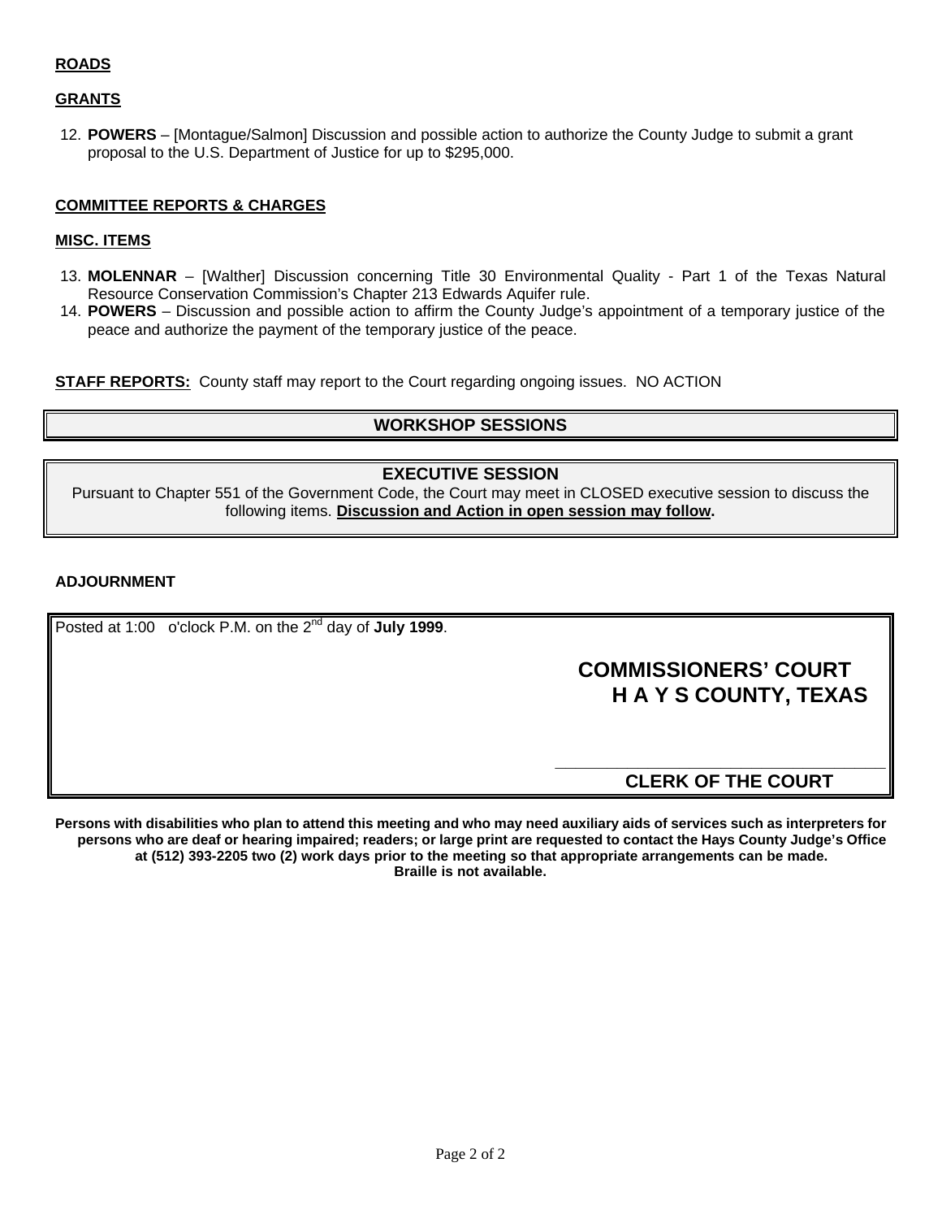**ROADS**

**GRANTS**

12. **POWERS** – [Montague/Salmon] Discussion and possible action to authorize the County Judge to submit a grant proposal to the U.S. Department of Justice for up to $295,000.

**COMMITTEE REPORTS & CHARGES**

**MISC. ITEMS**

13. **MOLENNAR** – [Walther] Discussion concerning Title 30 Environmental Quality - Part 1 of the Texas Natural Resource Conservation Commission's Chapter 213 Edwards Aquifer rule.
14. **POWERS** – Discussion and possible action to affirm the County Judge's appointment of a temporary justice of the peace and authorize the payment of the temporary justice of the peace.

**STAFF REPORTS:** County staff may report to the Court regarding ongoing issues. NO ACTION

**WORKSHOP SESSIONS**

**EXECUTIVE SESSION**

Pursuant to Chapter 551 of the Government Code, the Court may meet in CLOSED executive session to discuss the following items. **Discussion and Action in open session may follow.**

**ADJOURNMENT**

Posted at 1:00 o'clock P.M. on the 2nd day of **July 1999**.

**COMMISSIONERS' COURT**
**H A Y S COUNTY, TEXAS**

\_\_\_\_\_\_\_\_\_\_\_\_\_\_\_\_\_\_\_\_\_\_\_\_\_\_\_\_\_\_
**CLERK OF THE COURT**

**Persons with disabilities who plan to attend this meeting and who may need auxiliary aids of services such as interpreters for persons who are deaf or hearing impaired; readers; or large print are requested to contact the Hays County Judge's Office at (512) 393-2205 two (2) work days prior to the meeting so that appropriate arrangements can be made. Braille is not available.**